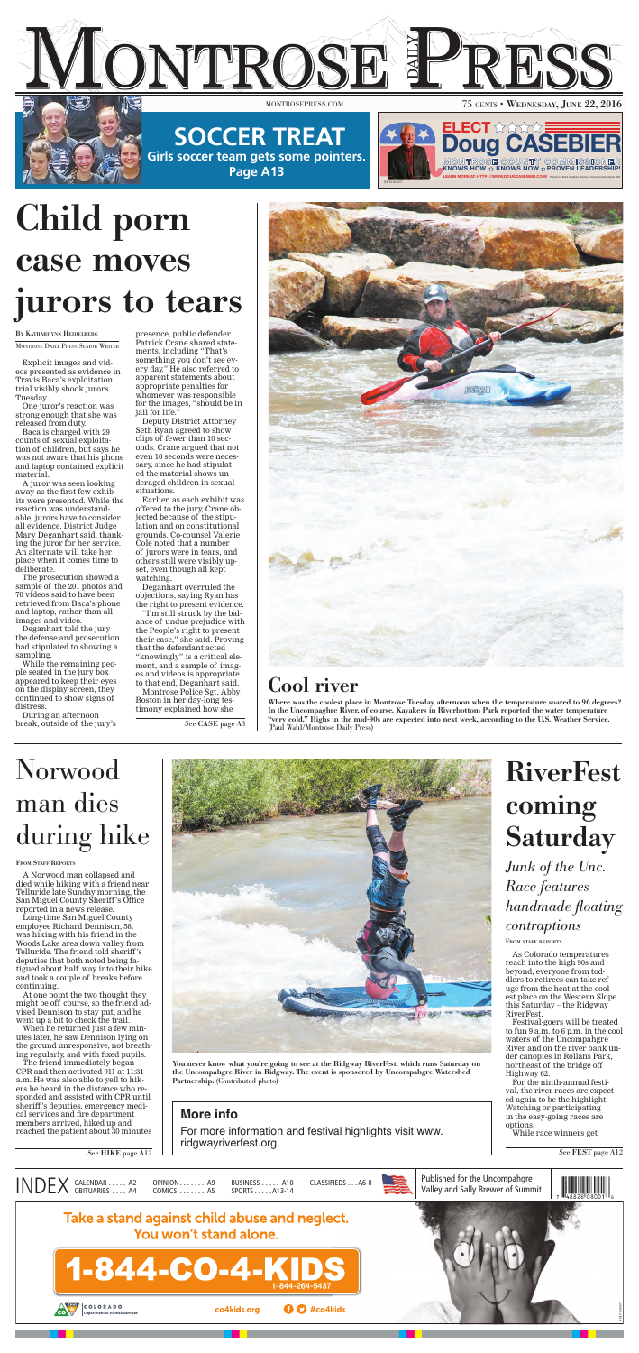# Montrose Daily Press

MONTROSEPRESS.COM — 75 CENTS • WEDNESDAY, JUNE 22, 2016

**SOCCER TREAT**
Girls soccer team gets some pointers.
Page A13

ELECT Doug CASEBIER
MONTROSE COUNTY COMMISSIONER
KNOWS HOW ☆ KNOWS NOW ☆ PROVEN LEADERSHIP!
LEARN MORE AT HTTP://WWW.DOUGCASEBIER.COM

# Child porn case moves jurors to tears

By Katharhynn Heidelberg
Montrose Daily Press Senior Writer

Explicit images and videos presented as evidence in Travis Baca's exploitation trial visibly shook jurors Tuesday.

One juror's reaction was strong enough that she was released from duty.

Baca is charged with 29 counts of sexual exploitation of children, but says he was not aware that his phone and laptop contained explicit material.

A juror was seen looking away as the first few exhibits were presented. While the reaction was understandable, jurors have to consider all evidence, District Judge Mary Deganhart said, thanking the juror for her service. An alternate will take her place when it comes time to deliberate.

The prosecution showed a sample of the 201 photos and 70 videos said to have been retrieved from Baca's phone and laptop, rather than all images and video.

Deganhart told the jury the defense and prosecution had stipulated to showing a sampling.

While the remaining people seated in the jury box appeared to keep their eyes on the display screen, they continued to show signs of distress.

During an afternoon break, outside of the jury's presence, public defender Patrick Crane shared statements, including "That's something you don't see every day." He also referred to apparent statements about appropriate penalties for whomever was responsible for the images, "should be in jail for life."

Deputy District Attorney Seth Ryan agreed to show clips of fewer than 10 seconds. Crane argued that not even 10 seconds were necessary, since he had stipulated the material shows underaged children in sexual situations.

Earlier, as each exhibit was offered to the jury, Crane objected because of the stipulation and on constitutional grounds. Co-counsel Valerie Cole noted that a number of jurors were in tears, and others still were visibly upset, even though all kept watching.

Deganhart overruled the objections, saying Ryan has the right to present evidence.

"I'm still struck by the balance of undue prejudice with the People's right to present their case," she said. Proving that the defendant acted "knowingly" is a critical element, and a sample of images and videos is appropriate to that end, Deganhart said.

Montrose Police Sgt. Abby Boston in her day-long testimony explained how she

See **CASE** page A3

## Cool river

Where was the coolest place in Montrose Tuesday afternoon when the temperature soared to 96 degrees? In the Uncompahgre River, of course. Kayakers in Riverbottom Park reported the water temperature "very cold." Highs in the mid-90s are expected into next week, according to the U.S. Weather Service. (Paul Wahl/Montrose Daily Press)

# Norwood man dies during hike

From Staff Reports

A Norwood man collapsed and died while hiking with a friend near Telluride late Sunday morning, the San Miguel County Sheriff's Office reported in a news release.

Long-time San Miguel County employee Richard Dennison, 58, was hiking with his friend in the Woods Lake area down valley from Telluride. The friend told sheriff's deputies that both noted being fatigued about half way into their hike and took a couple of breaks before continuing.

At one point the two thought they might be off course, so the friend advised Dennison to stay put, and he went up a bit to check the trail.

When he returned just a few minutes later, he saw Dennison lying on the ground unresponsive, not breathing regularly, and with fixed pupils.

The friend immediately began CPR and then activated 911 at 11:31 a.m. He was also able to yell to hikers he heard in the distance who responded and assisted with CPR until sheriff's deputies, emergency medical services and fire department members arrived, hiked up and reached the patient about 30 minutes

See **HIKE** page A12

You never know what you're going to see at the Ridgway RiverFest, which runs Saturday on the Uncompahgre River in Ridgway. The event is sponsored by Uncompahgre Watershed Partnership. (Contributed photo)

**More info**

For more information and festival highlights visit www.ridgwayriverfest.org.

# RiverFest coming Saturday

*Junk of the Unc. Race features handmade floating contraptions*

From staff reports

As Colorado temperatures reach into the high 90s and beyond, everyone from toddlers to retirees can take refuge from the heat at the coolest place on the Western Slope this Saturday – the Ridgway RiverFest.

Festival-goers will be treated to fun 9 a.m. to 6 p.m. in the cool waters of the Uncompahgre River and on the river bank under canopies in Rollans Park, northeast of the bridge off Highway 62.

For the ninth-annual festival, the river races are expected again to be the highlight. Watching or participating in the easy-going races are options.

While race winners get

See **FEST** page A12

INDEX: CALENDAR . . . . . A2 | OBITUARIES . . . . A4 | OPINION . . . . . . . A9 | COMICS . . . . . . . A5 | BUSINESS . . . . . A10 | SPORTS . . . . . A13-14 | CLASSIFIEDS . . . A6-8

Published for the Uncompahgre Valley and Sally Brewer of Summit

Take a stand against child abuse and neglect. You won't stand alone.

1-844-CO-4-KIDS
1-844-264-5437

COLORADO Department of Human Services — co4kids.org — #co4kids